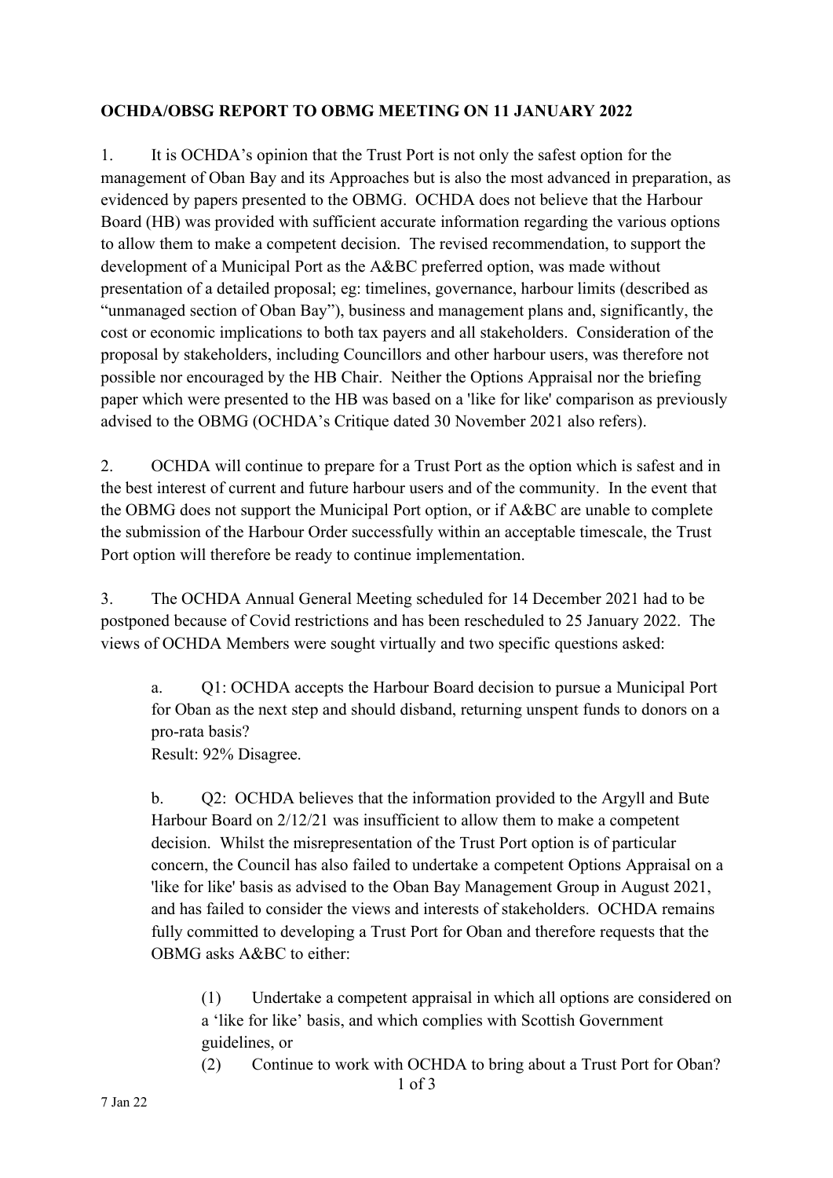**OCHDA/OBSG REPORT TO OBMG MEETING ON 11 JANUARY 2022**

1. It is OCHDA's opinion that the Trust Port is not only the safest option for the management of Oban Bay and its Approaches but is also the most advanced in preparation, as evidenced by papers presented to the OBMG. OCHDA does not believe that the Harbour Board (HB) was provided with sufficient accurate information regarding the various options to allow them to make a competent decision. The revised recommendation, to support the development of a Municipal Port as the A&BC preferred option, was made without presentation of a detailed proposal; eg: timelines, governance, harbour limits (described as "unmanaged section of Oban Bay"), business and management plans and, significantly, the cost or economic implications to both tax payers and all stakeholders. Consideration of the proposal by stakeholders, including Councillors and other harbour users, was therefore not possible nor encouraged by the HB Chair. Neither the Options Appraisal nor the briefing paper which were presented to the HB was based on a 'like for like' comparison as previously advised to the OBMG (OCHDA's Critique dated 30 November 2021 also refers).

2. OCHDA will continue to prepare for a Trust Port as the option which is safest and in the best interest of current and future harbour users and of the community. In the event that the OBMG does not support the Municipal Port option, or if A&BC are unable to complete the submission of the Harbour Order successfully within an acceptable timescale, the Trust Port option will therefore be ready to continue implementation.

3. The OCHDA Annual General Meeting scheduled for 14 December 2021 had to be postponed because of Covid restrictions and has been rescheduled to 25 January 2022. The views of OCHDA Members were sought virtually and two specific questions asked:

   a. Q1: OCHDA accepts the Harbour Board decision to pursue a Municipal Port for Oban as the next step and should disband, returning unspent funds to donors on a pro-rata basis?
   Result: 92% Disagree.

   b. Q2: OCHDA believes that the information provided to the Argyll and Bute Harbour Board on 2/12/21 was insufficient to allow them to make a competent decision. Whilst the misrepresentation of the Trust Port option is of particular concern, the Council has also failed to undertake a competent Options Appraisal on a 'like for like' basis as advised to the Oban Bay Management Group in August 2021, and has failed to consider the views and interests of stakeholders. OCHDA remains fully committed to developing a Trust Port for Oban and therefore requests that the OBMG asks A&BC to either:

      (1) Undertake a competent appraisal in which all options are considered on a 'like for like' basis, and which complies with Scottish Government guidelines, or

      (2) Continue to work with OCHDA to bring about a Trust Port for Oban?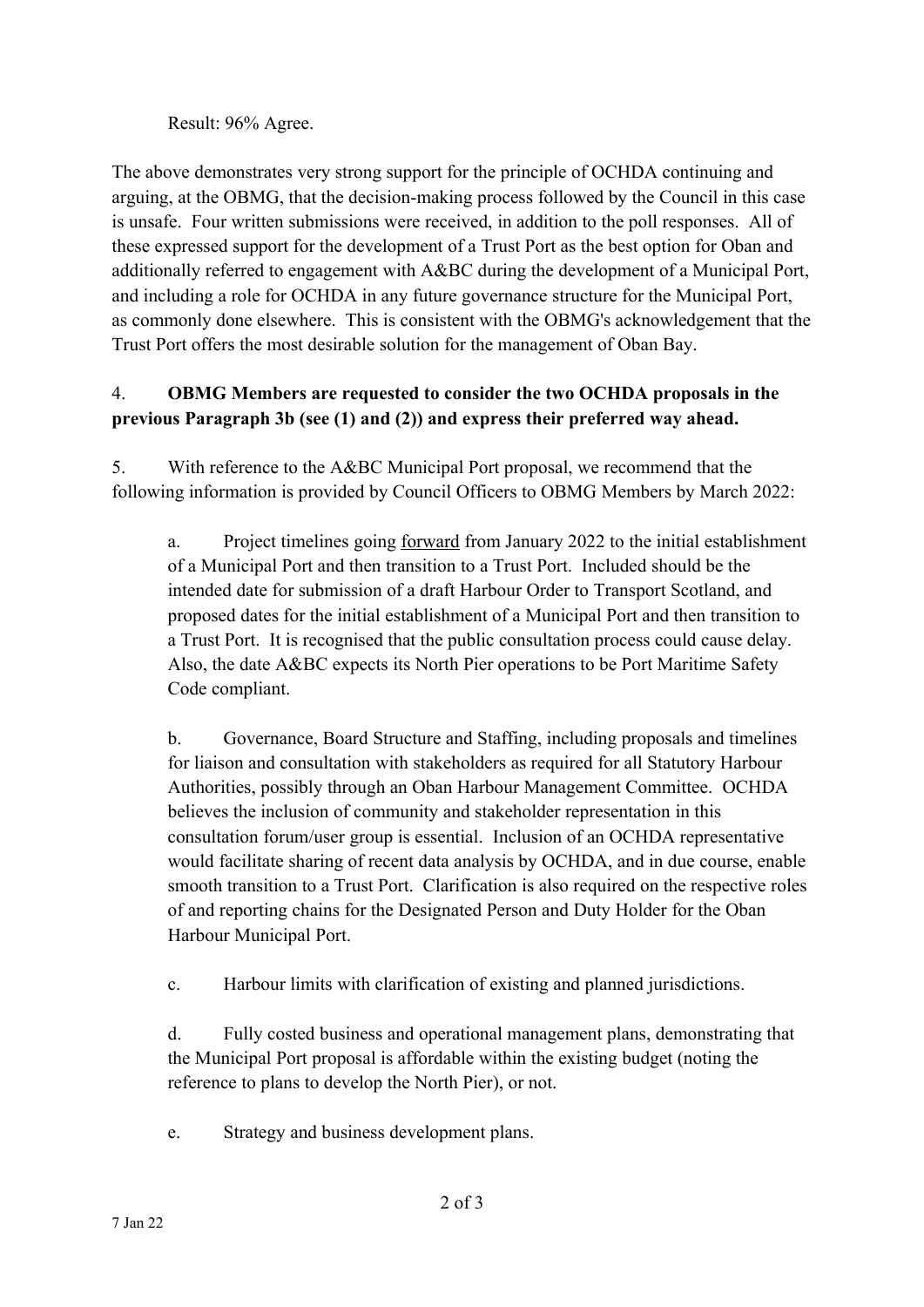Result: 96% Agree.

The above demonstrates very strong support for the principle of OCHDA continuing and arguing, at the OBMG, that the decision-making process followed by the Council in this case is unsafe. Four written submissions were received, in addition to the poll responses. All of these expressed support for the development of a Trust Port as the best option for Oban and additionally referred to engagement with A&BC during the development of a Municipal Port, and including a role for OCHDA in any future governance structure for the Municipal Port, as commonly done elsewhere. This is consistent with the OBMG's acknowledgement that the Trust Port offers the most desirable solution for the management of Oban Bay.

4. **OBMG Members are requested to consider the two OCHDA proposals in the previous Paragraph 3b (see (1) and (2)) and express their preferred way ahead.**

5. With reference to the A&BC Municipal Port proposal, we recommend that the following information is provided by Council Officers to OBMG Members by March 2022:

a. Project timelines going <u>forward</u> from January 2022 to the initial establishment of a Municipal Port and then transition to a Trust Port. Included should be the intended date for submission of a draft Harbour Order to Transport Scotland, and proposed dates for the initial establishment of a Municipal Port and then transition to a Trust Port. It is recognised that the public consultation process could cause delay. Also, the date A&BC expects its North Pier operations to be Port Maritime Safety Code compliant.

b. Governance, Board Structure and Staffing, including proposals and timelines for liaison and consultation with stakeholders as required for all Statutory Harbour Authorities, possibly through an Oban Harbour Management Committee. OCHDA believes the inclusion of community and stakeholder representation in this consultation forum/user group is essential. Inclusion of an OCHDA representative would facilitate sharing of recent data analysis by OCHDA, and in due course, enable smooth transition to a Trust Port. Clarification is also required on the respective roles of and reporting chains for the Designated Person and Duty Holder for the Oban Harbour Municipal Port.

c. Harbour limits with clarification of existing and planned jurisdictions.

d. Fully costed business and operational management plans, demonstrating that the Municipal Port proposal is affordable within the existing budget (noting the reference to plans to develop the North Pier), or not.

e. Strategy and business development plans.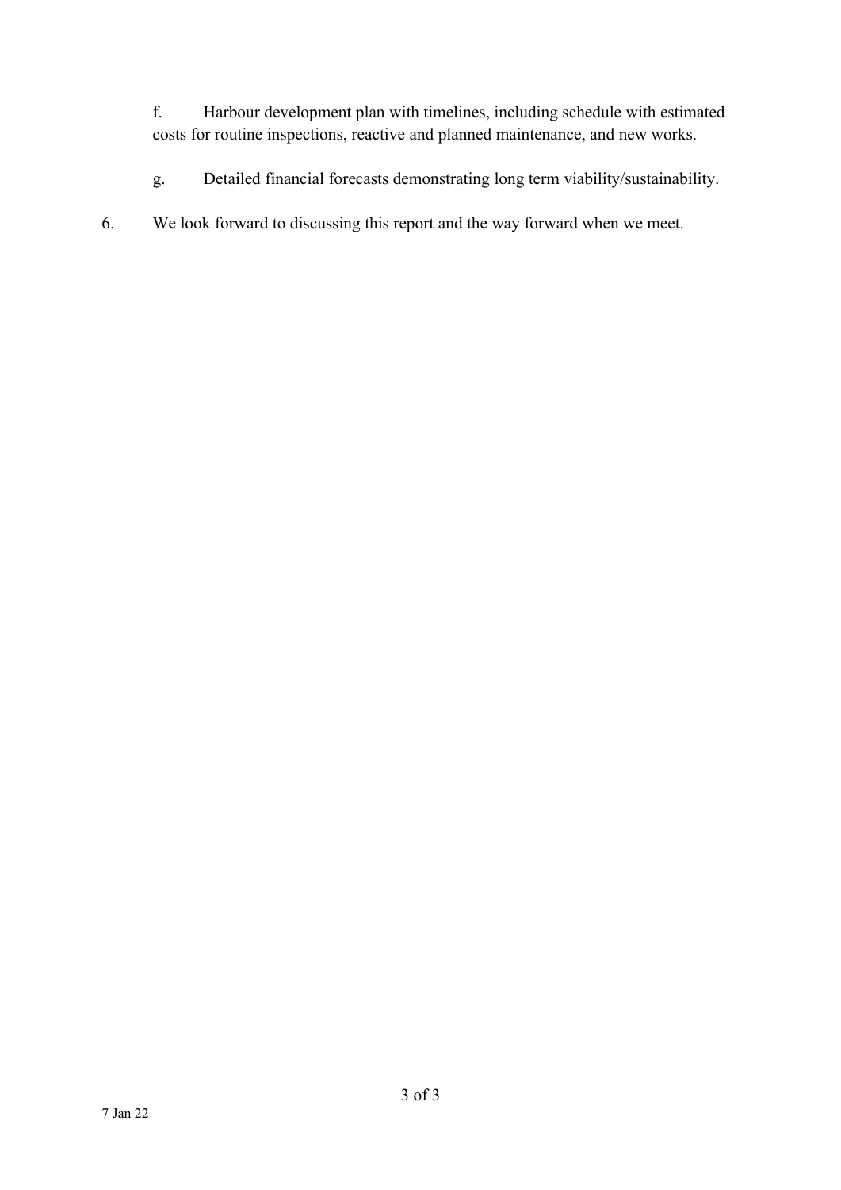f. Harbour development plan with timelines, including schedule with estimated costs for routine inspections, reactive and planned maintenance, and new works.

g. Detailed financial forecasts demonstrating long term viability/sustainability.

6. We look forward to discussing this report and the way forward when we meet.

7 Jan 22